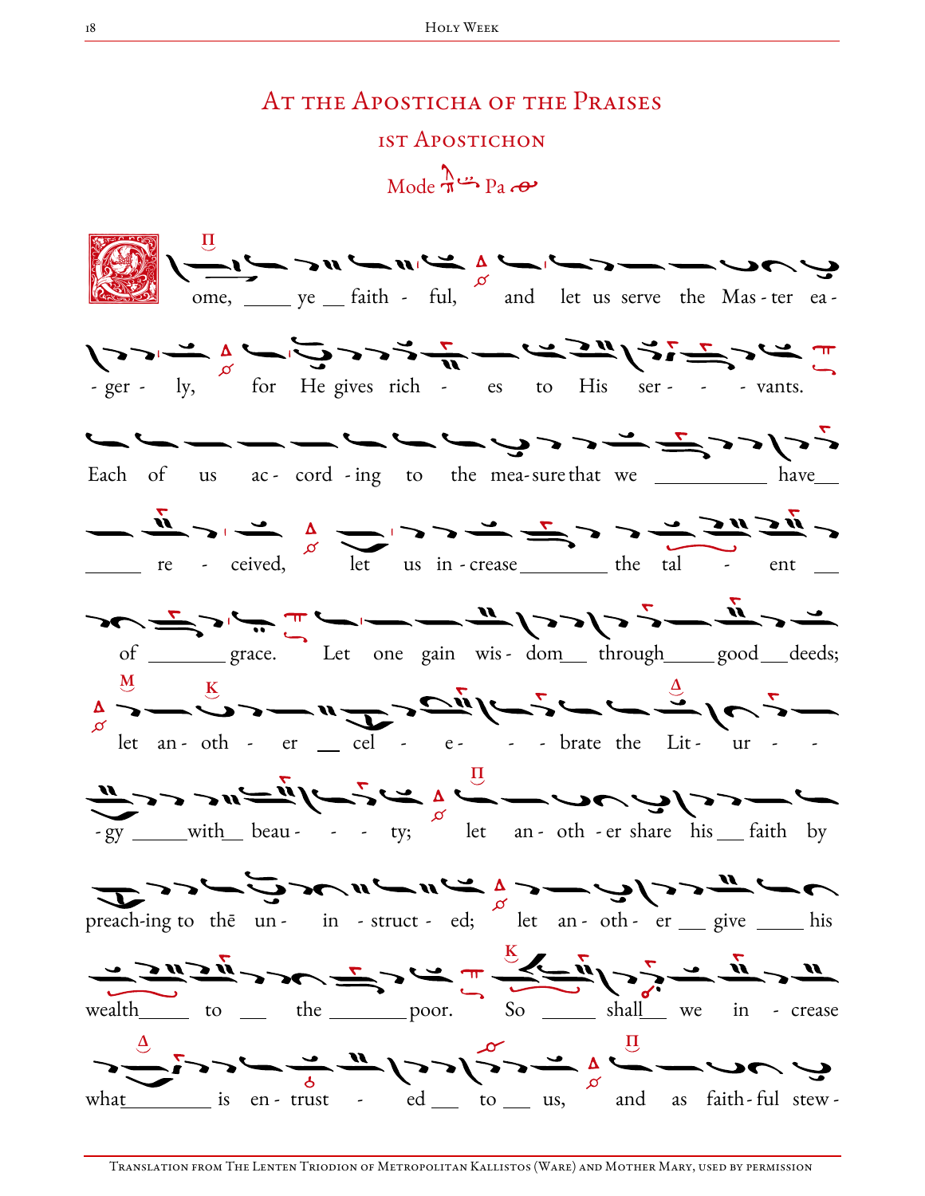# At the Apósticha of the Praises

## 1st Apostichon

Mode Pa

Come, ye faith - ful, and let us serve the Mas - ter ea - - ger - ly, for He gives rich - es to His ser - - - vants. Each of us ac - cord - ing to the mea - sure that we have re - ceived, let us in - crease the tal - ent of grace. Let one gain wis - dom through good deeds; let an - oth - er cel - e - - - brate the Lit - ur - - - gy with beau - - - ty; let an - oth - er share his faith by preach-ing to thē un - in - struct - ed; let an - oth - er give his wealth to the poor. So shall we in - crease what is en - trust - ed to us, and as faith - ful stew -

Translation from The Lenten Triodion of Metropolitan Kallistos (Ware) and Mother Mary, used by permission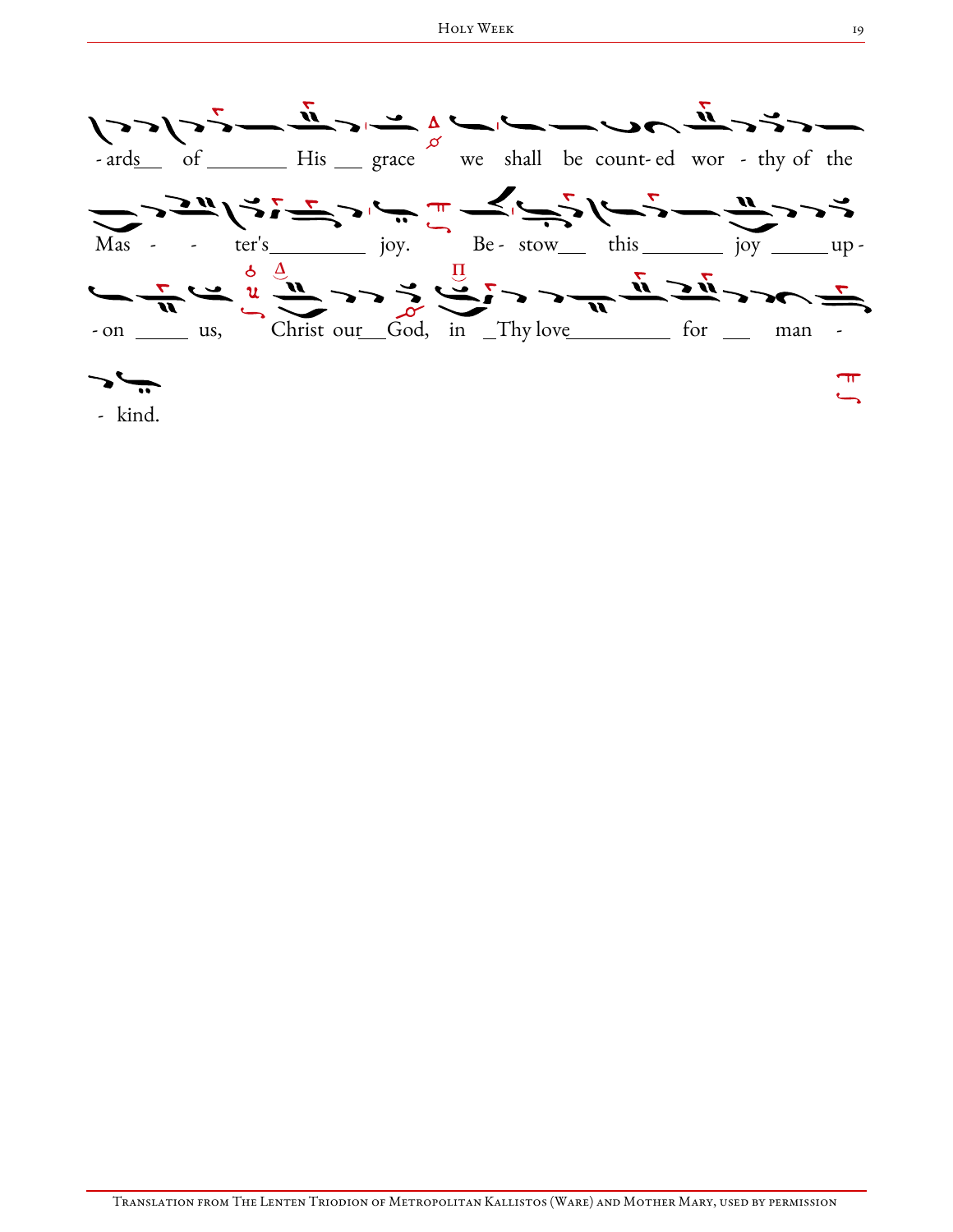- ards__ of _______ His __ grace we shall be count- ed wor - thy of the

Mas - - ter's________ joy. Be - stow__ this _______ joy _____ up -

- on _____ us, Christ our__God, in _Thy love_________ for __ man -

- kind.

Translation from The Lenten Triodion of Metropolitan Kallistos (Ware) and Mother Mary, used by permission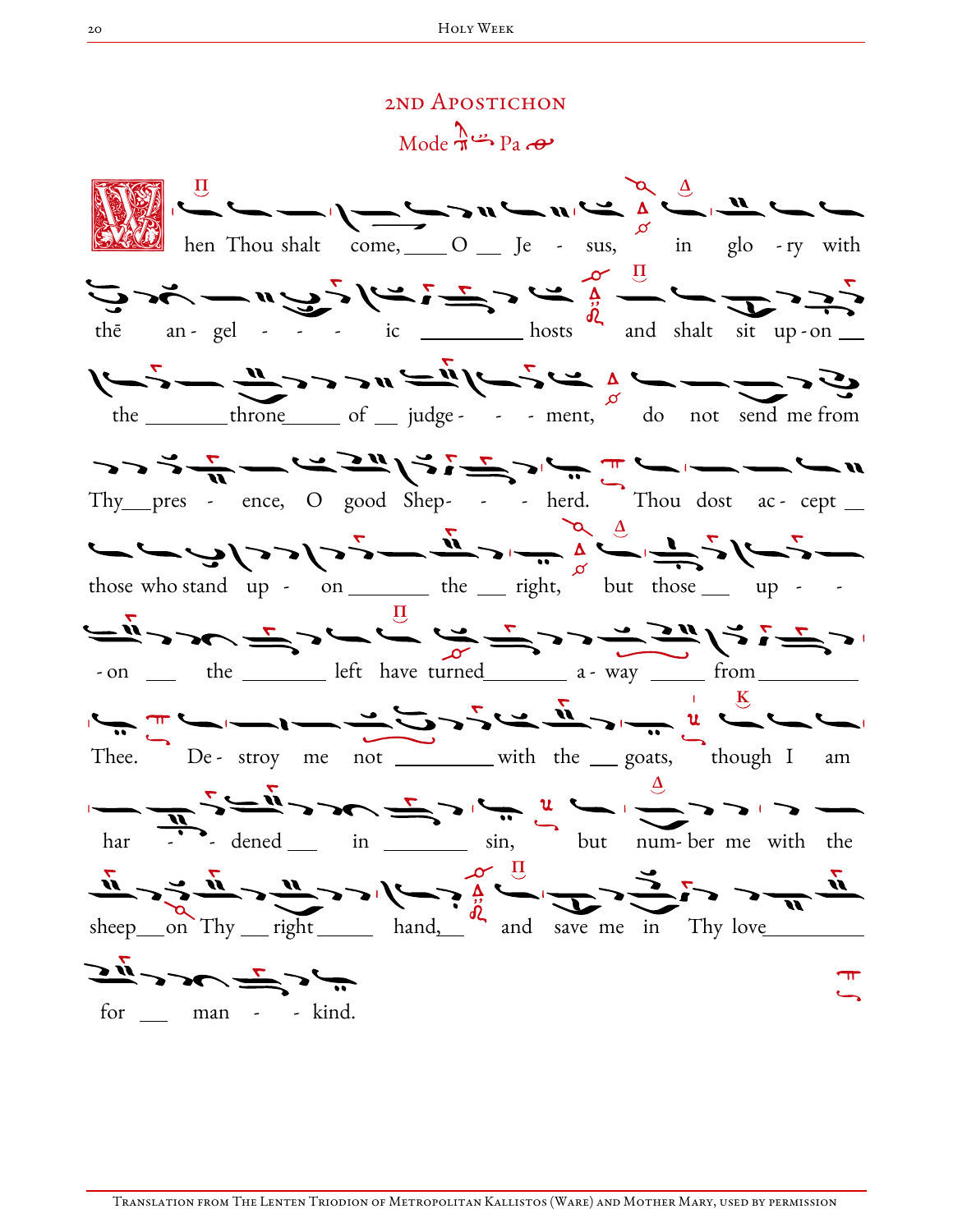## 2nd Aposticon

Mode Pa

When Thou shalt come, O Jesus, in glory with thē angelic hosts and shalt sit upon the throne of judgement, do not send me from Thy presence, O good Shepherd. Thou dost accept those who stand upon the right, but those upon the left have turned away from Thee. Destroy me not with the goats, though I am hardened in sin, but number me with the sheep on Thy right hand, and save me in Thy love for mankind.

Translation from The Lenten Triodion of Metropolitan Kallistos (Ware) and Mother Mary, used by permission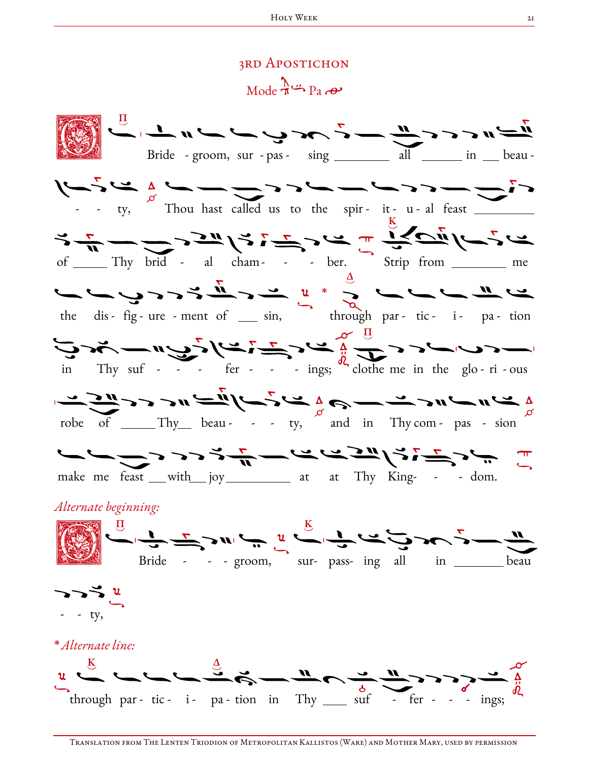## 3rd Aposticon

Mode Pa

O Bride - groom, sur - pas - sing ______ all ______ in __ beau - - - ty, Thou hast called us to the spir - it - u - al feast ________ of _____ Thy brid - al cham - - - ber. Strip from ________ me the dis - fig - ure - ment of ___ sin, * through par - tic - i - pa - tion in Thy suf - - - fer - - - ings; clothe me in the glo - ri - ous robe of _____ Thy__ beau - - - ty, and in Thy com - pas - sion make me feast ___with__ joy_________ at at Thy King- - - dom.

*Alternate beginning:*

O Bride - - - groom, sur- pass- ing all in _______ beau - - ty,

**Alternate line:*

through par - tic - i - pa - tion in Thy ____ suf - fer - - - ings;

Translation from The Lenten Triodion of Metropolitan Kallistos (Ware) and Mother Mary, used by permission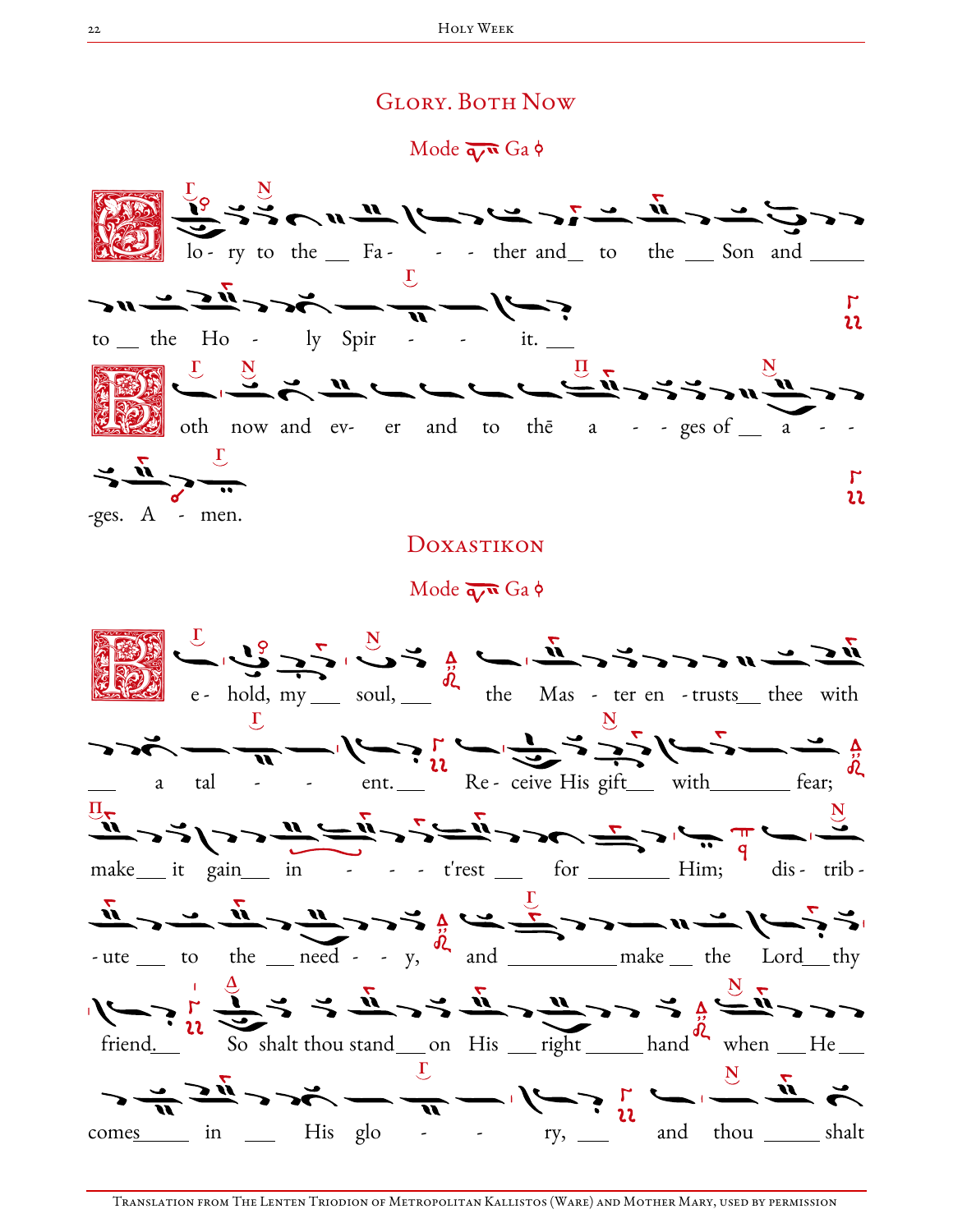## Glory. Both Now

Mode Ga

Glo - ry to the __ Fa - - - ther and__ to the __ Son and _____ to __ the Ho - ly Spir - - it. ___

Both now and ev- er and to thē a - - ges of __ a - - -ges. A - men.

## Doxastikon

Mode Ga

Be - hold, my___ soul, ___ the Mas - ter en - trusts__ thee with ___ a tal - - ent. ___ Re - ceive His gift___ with_______ fear; make___ it gain___ in - - - t'rest ___ for _______ Him; dis - trib - -ute ___ to the ___ need - - y, and __________ make __ the Lord__ thy friend.__ So shalt thou stand___ on His ___ right ______ hand when ___ He___ comes_____ in ___ His glo - - ry, ___ and thou _____ shalt

Translation from The Lenten Triodion of Metropolitan Kallistos (Ware) and Mother Mary, used by permission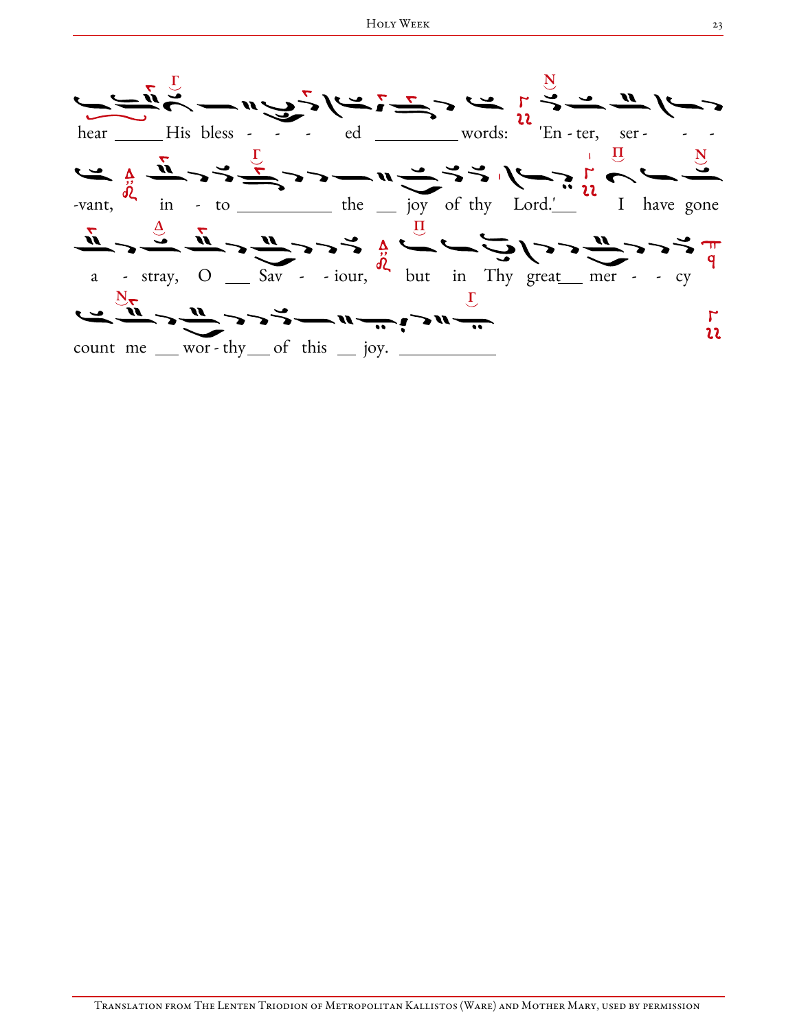hear His bless - - - ed words: 'En - ter, ser - - -

-vant, in - to the joy of thy Lord.' I have gone

a - stray, O Sav - - iour, but in Thy great mer - - cy

count me wor - thy of this joy.

Translation from The Lenten Triodion of Metropolitan Kallistos (Ware) and Mother Mary, used by permission